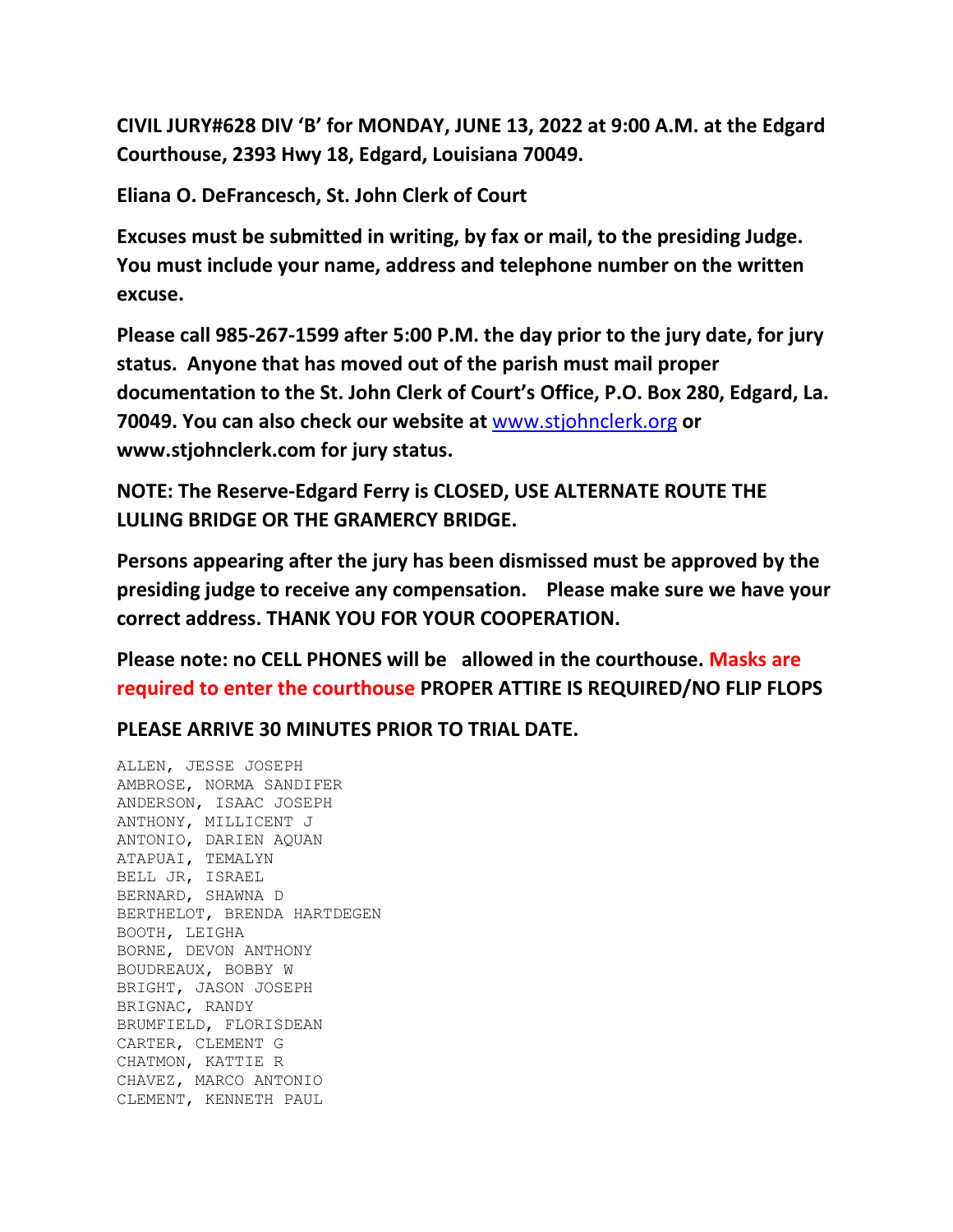**CIVIL JURY#628 DIV 'B' for MONDAY, JUNE 13, 2022 at 9:00 A.M. at the Edgard Courthouse, 2393 Hwy 18, Edgard, Louisiana 70049.**

**Eliana O. DeFrancesch, St. John Clerk of Court**

**Excuses must be submitted in writing, by fax or mail, to the presiding Judge. You must include your name, address and telephone number on the written excuse.**

**Please call 985-267-1599 after 5:00 P.M. the day prior to the jury date, for jury status. Anyone that has moved out of the parish must mail proper documentation to the St. John Clerk of Court's Office, P.O. Box 280, Edgard, La. 70049. You can also check our website at [www.stjohnclerk.org](http://www.stjohnclerk.org) or www.stjohnclerk.com for jury status.**

**NOTE: The Reserve-Edgard Ferry is CLOSED, USE ALTERNATE ROUTE THE LULING BRIDGE OR THE GRAMERCY BRIDGE.**

**Persons appearing after the jury has been dismissed must be approved by the presiding judge to receive any compensation. Please make sure we have your correct address. THANK YOU FOR YOUR COOPERATION.**

**Please note: no CELL PHONES will be allowed in the courthouse. Masks are required to enter the courthouse PROPER ATTIRE IS REQUIRED/NO FLIP FLOPS**

**PLEASE ARRIVE 30 MINUTES PRIOR TO TRIAL DATE.**

```
ALLEN, JESSE JOSEPH
AMBROSE, NORMA SANDIFER
ANDERSON, ISAAC JOSEPH
ANTHONY, MILLICENT J
ANTONIO, DARIEN AQUAN
ATAPUAI, TEMALYN
BELL JR, ISRAEL
BERNARD, SHAWNA D
BERTHELOT, BRENDA HARTDEGEN
BOOTH, LEIGHA
BORNE, DEVON ANTHONY
BOUDREAUX, BOBBY W
BRIGHT, JASON JOSEPH
BRIGNAC, RANDY
BRUMFIELD, FLORISDEAN
CARTER, CLEMENT G
CHATMON, KATTIE R
CHAVEZ, MARCO ANTONIO
CLEMENT, KENNETH PAUL
```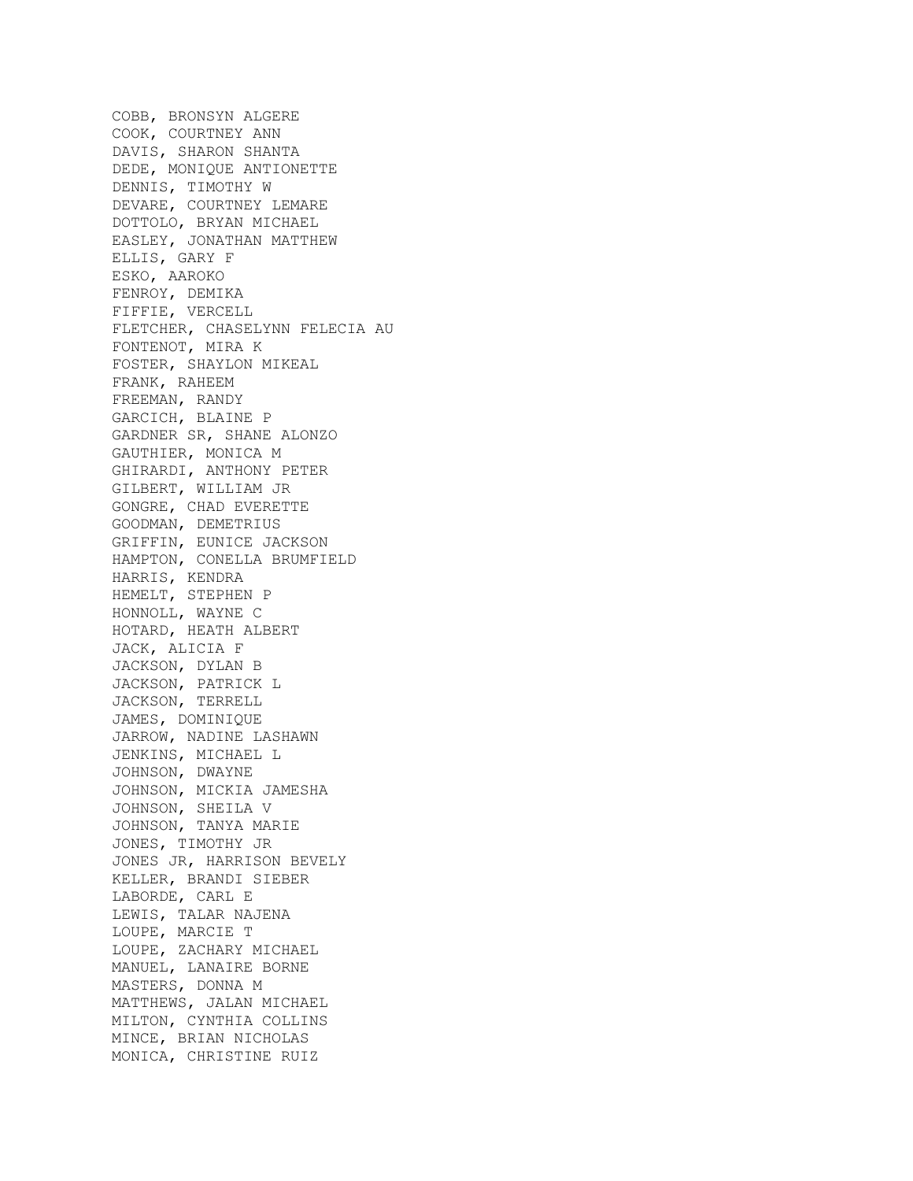COBB, BRONSYN ALGERE
COOK, COURTNEY ANN
DAVIS, SHARON SHANTA
DEDE, MONIQUE ANTIONETTE
DENNIS, TIMOTHY W
DEVARE, COURTNEY LEMARE
DOTTOLO, BRYAN MICHAEL
EASLEY, JONATHAN MATTHEW
ELLIS, GARY F
ESKO, AAROKO
FENROY, DEMIKA
FIFFIE, VERCELL
FLETCHER, CHASELYNN FELECIA AU
FONTENOT, MIRA K
FOSTER, SHAYLON MIKEAL
FRANK, RAHEEM
FREEMAN, RANDY
GARCICH, BLAINE P
GARDNER SR, SHANE ALONZO
GAUTHIER, MONICA M
GHIRARDI, ANTHONY PETER
GILBERT, WILLIAM JR
GONGRE, CHAD EVERETTE
GOODMAN, DEMETRIUS
GRIFFIN, EUNICE JACKSON
HAMPTON, CONELLA BRUMFIELD
HARRIS, KENDRA
HEMELT, STEPHEN P
HONNOLL, WAYNE C
HOTARD, HEATH ALBERT
JACK, ALICIA F
JACKSON, DYLAN B
JACKSON, PATRICK L
JACKSON, TERRELL
JAMES, DOMINIQUE
JARROW, NADINE LASHAWN
JENKINS, MICHAEL L
JOHNSON, DWAYNE
JOHNSON, MICKIA JAMESHA
JOHNSON, SHEILA V
JOHNSON, TANYA MARIE
JONES, TIMOTHY JR
JONES JR, HARRISON BEVELY
KELLER, BRANDI SIEBER
LABORDE, CARL E
LEWIS, TALAR NAJENA
LOUPE, MARCIE T
LOUPE, ZACHARY MICHAEL
MANUEL, LANAIRE BORNE
MASTERS, DONNA M
MATTHEWS, JALAN MICHAEL
MILTON, CYNTHIA COLLINS
MINCE, BRIAN NICHOLAS
MONICA, CHRISTINE RUIZ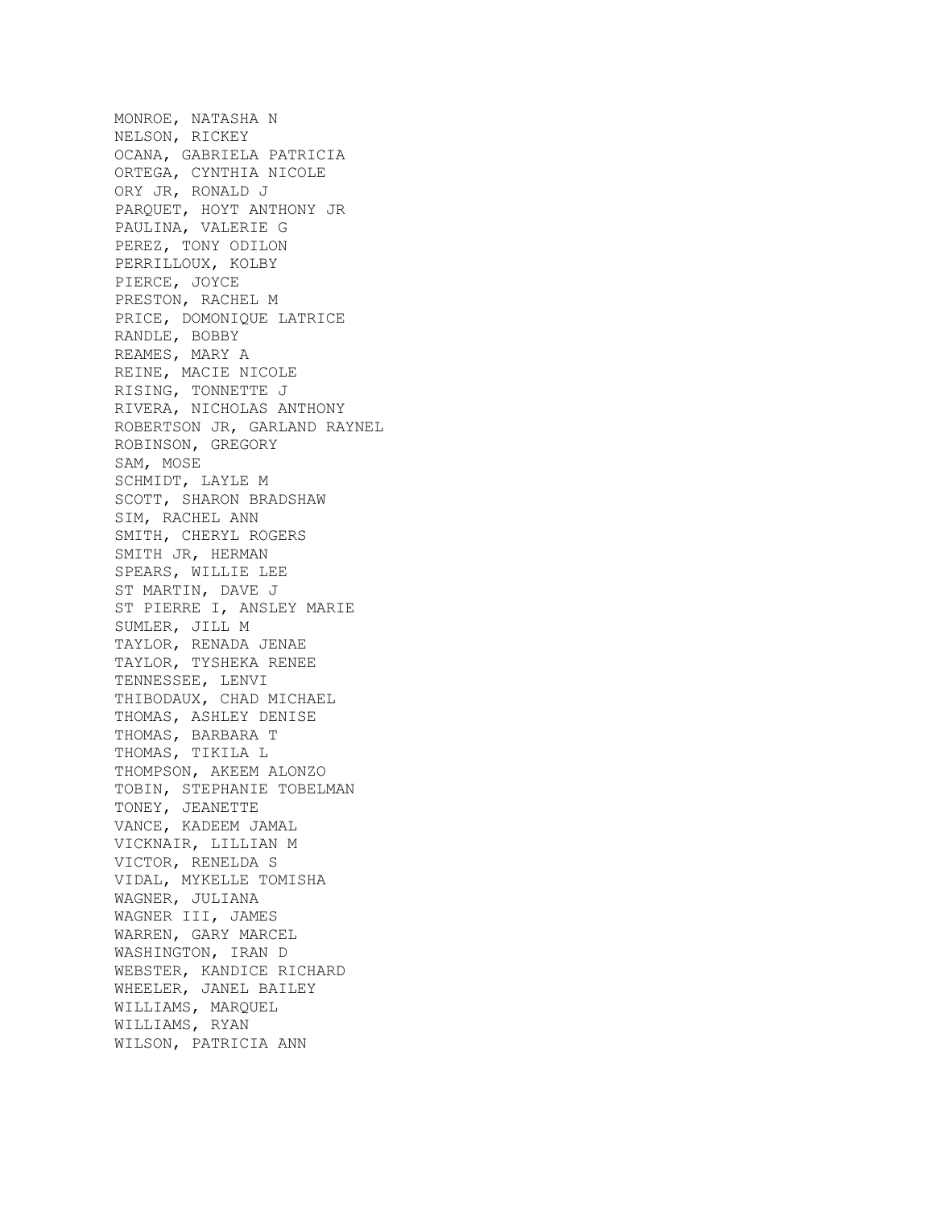MONROE, NATASHA N
NELSON, RICKEY
OCANA, GABRIELA PATRICIA
ORTEGA, CYNTHIA NICOLE
ORY JR, RONALD J
PARQUET, HOYT ANTHONY JR
PAULINA, VALERIE G
PEREZ, TONY ODILON
PERRILLOUX, KOLBY
PIERCE, JOYCE
PRESTON, RACHEL M
PRICE, DOMONIQUE LATRICE
RANDLE, BOBBY
REAMES, MARY A
REINE, MACIE NICOLE
RISING, TONNETTE J
RIVERA, NICHOLAS ANTHONY
ROBERTSON JR, GARLAND RAYNEL
ROBINSON, GREGORY
SAM, MOSE
SCHMIDT, LAYLE M
SCOTT, SHARON BRADSHAW
SIM, RACHEL ANN
SMITH, CHERYL ROGERS
SMITH JR, HERMAN
SPEARS, WILLIE LEE
ST MARTIN, DAVE J
ST PIERRE I, ANSLEY MARIE
SUMLER, JILL M
TAYLOR, RENADA JENAE
TAYLOR, TYSHEKA RENEE
TENNESSEE, LENVI
THIBODAUX, CHAD MICHAEL
THOMAS, ASHLEY DENISE
THOMAS, BARBARA T
THOMAS, TIKILA L
THOMPSON, AKEEM ALONZO
TOBIN, STEPHANIE TOBELMAN
TONEY, JEANETTE
VANCE, KADEEM JAMAL
VICKNAIR, LILLIAN M
VICTOR, RENELDA S
VIDAL, MYKELLE TOMISHA
WAGNER, JULIANA
WAGNER III, JAMES
WARREN, GARY MARCEL
WASHINGTON, IRAN D
WEBSTER, KANDICE RICHARD
WHEELER, JANEL BAILEY
WILLIAMS, MARQUEL
WILLIAMS, RYAN
WILSON, PATRICIA ANN